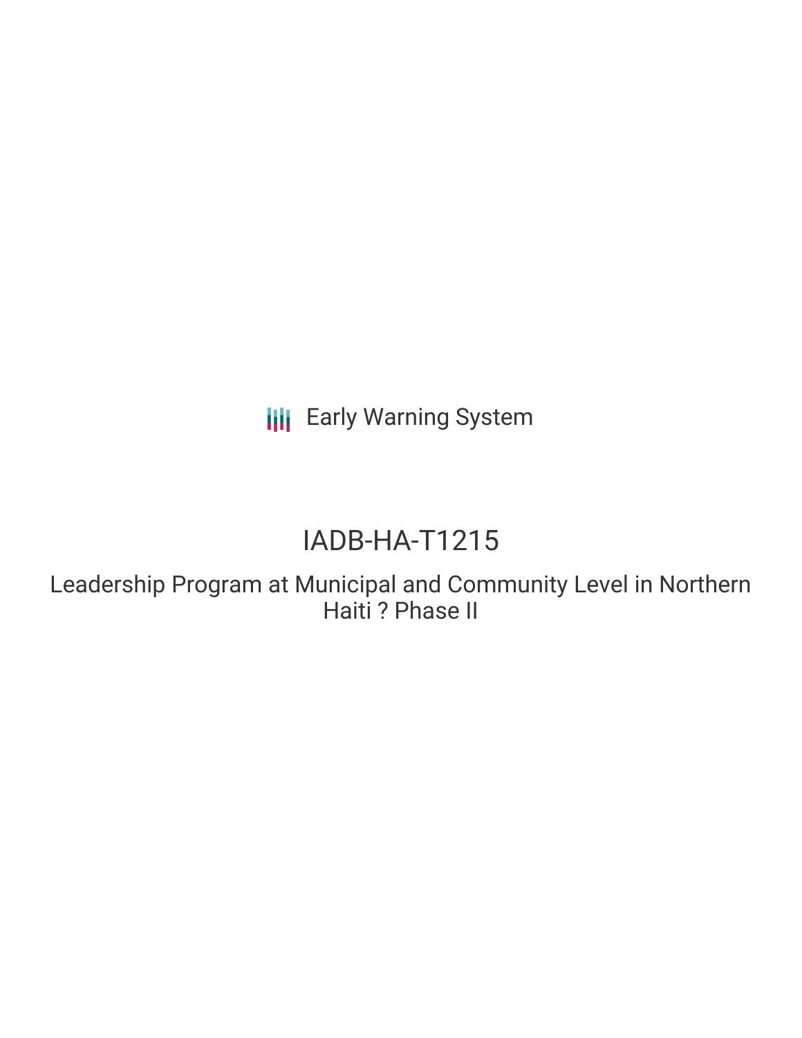Early Warning System

# IADB-HA-T1215

## Leadership Program at Municipal and Community Level in Northern Haiti ? Phase II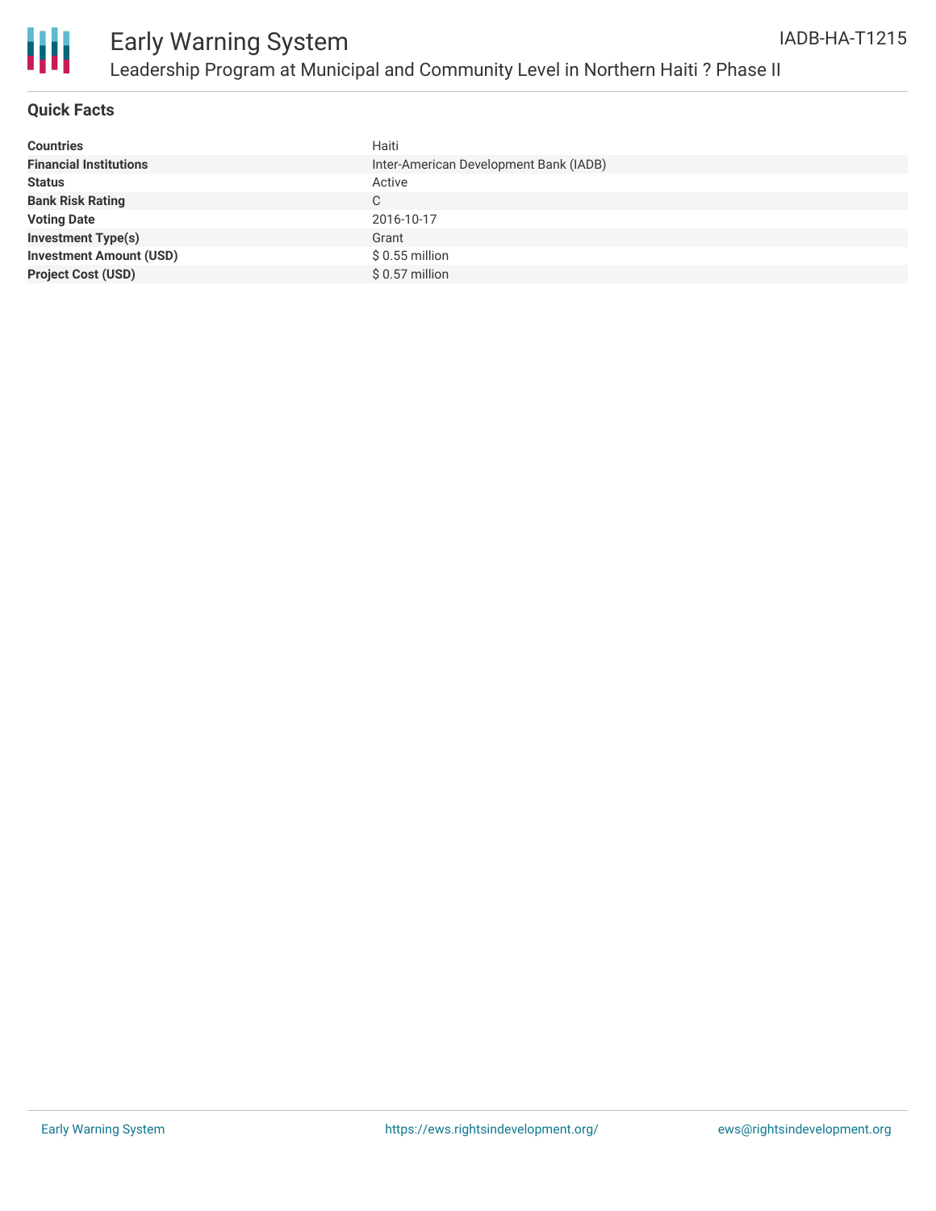# Early Warning System

## Leadership Program at Municipal and Community Level in Northern Haiti ? Phase II

IADB-HA-T1215

### Quick Facts

| | |
|---|---|
| **Countries** | Haiti |
| **Financial Institutions** | Inter-American Development Bank (IADB) |
| **Status** | Active |
| **Bank Risk Rating** | C |
| **Voting Date** | 2016-10-17 |
| **Investment Type(s)** | Grant |
| **Investment Amount (USD)** | $ 0.55 million |
| **Project Cost (USD)** | $ 0.57 million |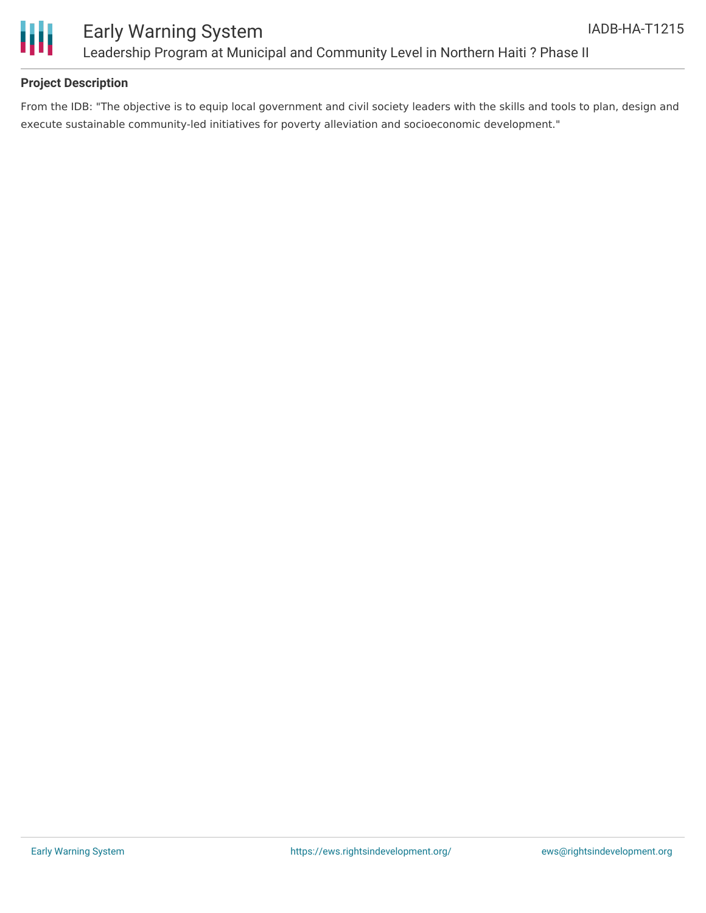## Project Description

From the IDB: "The objective is to equip local government and civil society leaders with the skills and tools to plan, design and execute sustainable community-led initiatives for poverty alleviation and socioeconomic development."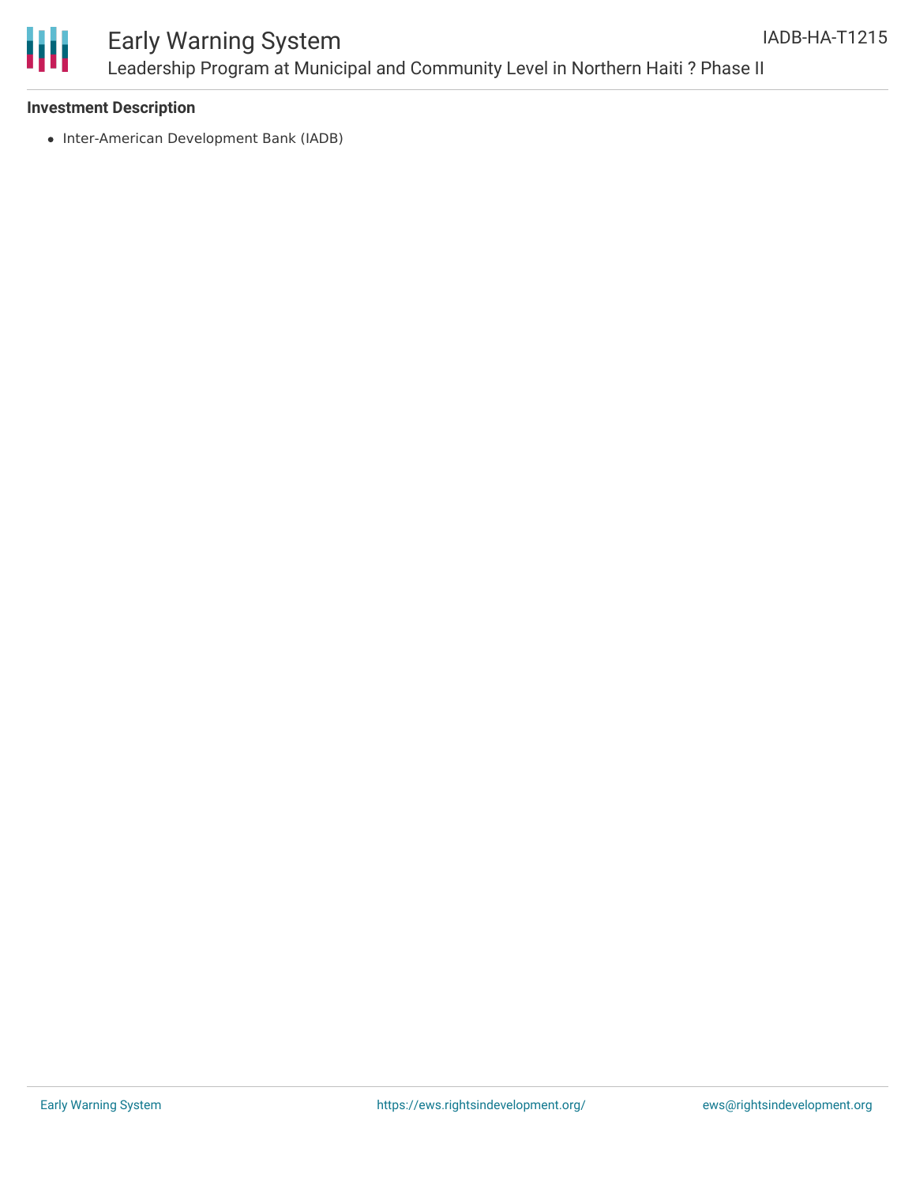**Investment Description**

- Inter-American Development Bank (IADB)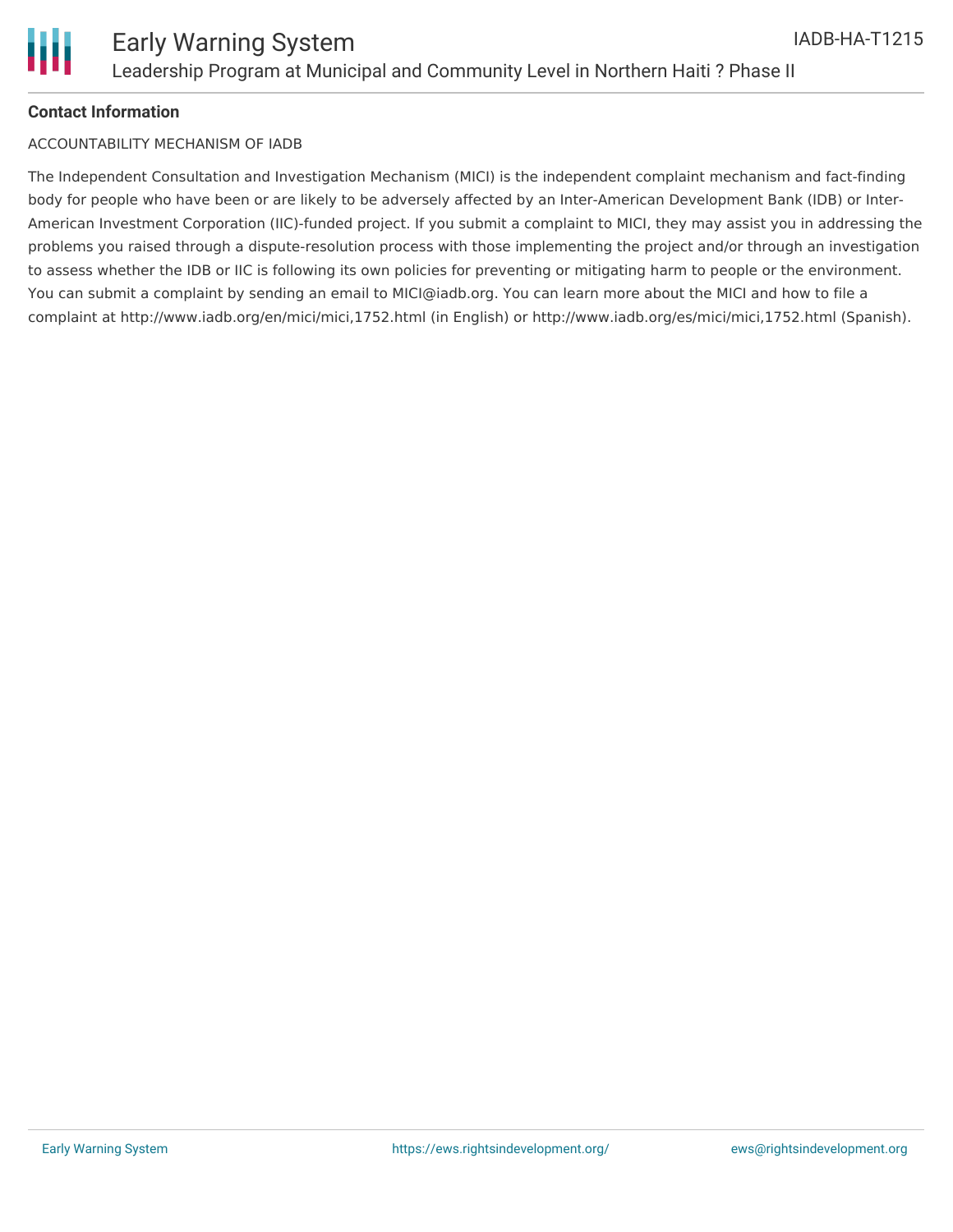**Contact Information**

ACCOUNTABILITY MECHANISM OF IADB

The Independent Consultation and Investigation Mechanism (MICI) is the independent complaint mechanism and fact-finding body for people who have been or are likely to be adversely affected by an Inter-American Development Bank (IDB) or Inter-American Investment Corporation (IIC)-funded project. If you submit a complaint to MICI, they may assist you in addressing the problems you raised through a dispute-resolution process with those implementing the project and/or through an investigation to assess whether the IDB or IIC is following its own policies for preventing or mitigating harm to people or the environment. You can submit a complaint by sending an email to MICI@iadb.org. You can learn more about the MICI and how to file a complaint at http://www.iadb.org/en/mici/mici,1752.html (in English) or http://www.iadb.org/es/mici/mici,1752.html (Spanish).